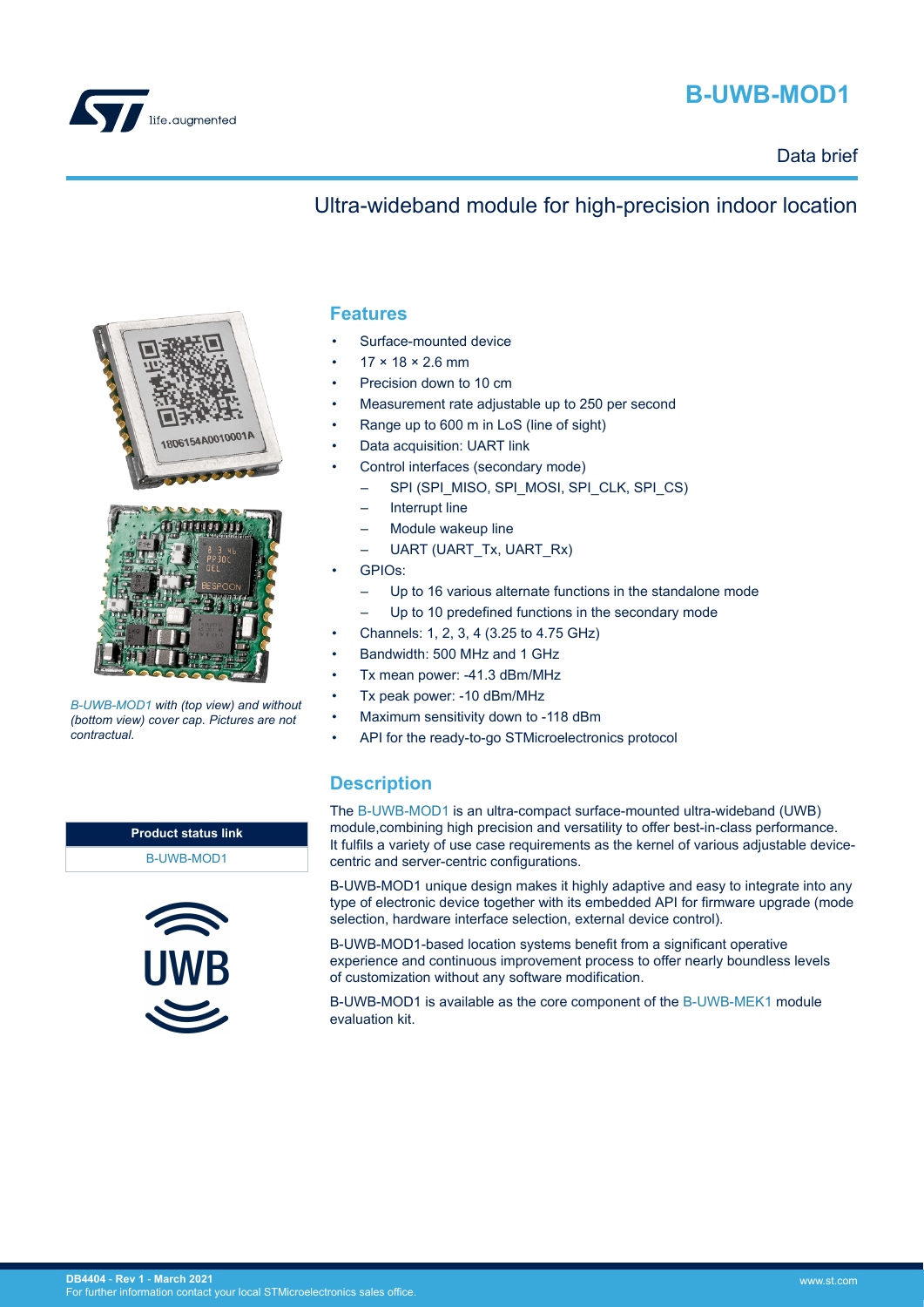# B-UWB-MOD1

Data brief

## Ultra-wideband module for high-precision indoor location

*B-UWB-MOD1 with (top view) and without (bottom view) cover cap. Pictures are not contractual.*

| Product status link |
| --- |
| B-UWB-MOD1 |

## Features

- Surface-mounted device
- 17 × 18 × 2.6 mm
- Precision down to 10 cm
- Measurement rate adjustable up to 250 per second
- Range up to 600 m in LoS (line of sight)
- Data acquisition: UART link
- Control interfaces (secondary mode)
  - SPI (SPI_MISO, SPI_MOSI, SPI_CLK, SPI_CS)
  - Interrupt line
  - Module wakeup line
  - UART (UART_Tx, UART_Rx)
- GPIOs:
  - Up to 16 various alternate functions in the standalone mode
  - Up to 10 predefined functions in the secondary mode
- Channels: 1, 2, 3, 4 (3.25 to 4.75 GHz)
- Bandwidth: 500 MHz and 1 GHz
- Tx mean power: -41.3 dBm/MHz
- Tx peak power: -10 dBm/MHz
- Maximum sensitivity down to -118 dBm
- API for the ready-to-go STMicroelectronics protocol

## Description

The B-UWB-MOD1 is an ultra-compact surface-mounted ultra-wideband (UWB) module,combining high precision and versatility to offer best-in-class performance. It fulfils a variety of use case requirements as the kernel of various adjustable device-centric and server-centric configurations.

B-UWB-MOD1 unique design makes it highly adaptive and easy to integrate into any type of electronic device together with its embedded API for firmware upgrade (mode selection, hardware interface selection, external device control).

B-UWB-MOD1-based location systems benefit from a significant operative experience and continuous improvement process to offer nearly boundless levels of customization without any software modification.

B-UWB-MOD1 is available as the core component of the B-UWB-MEK1 module evaluation kit.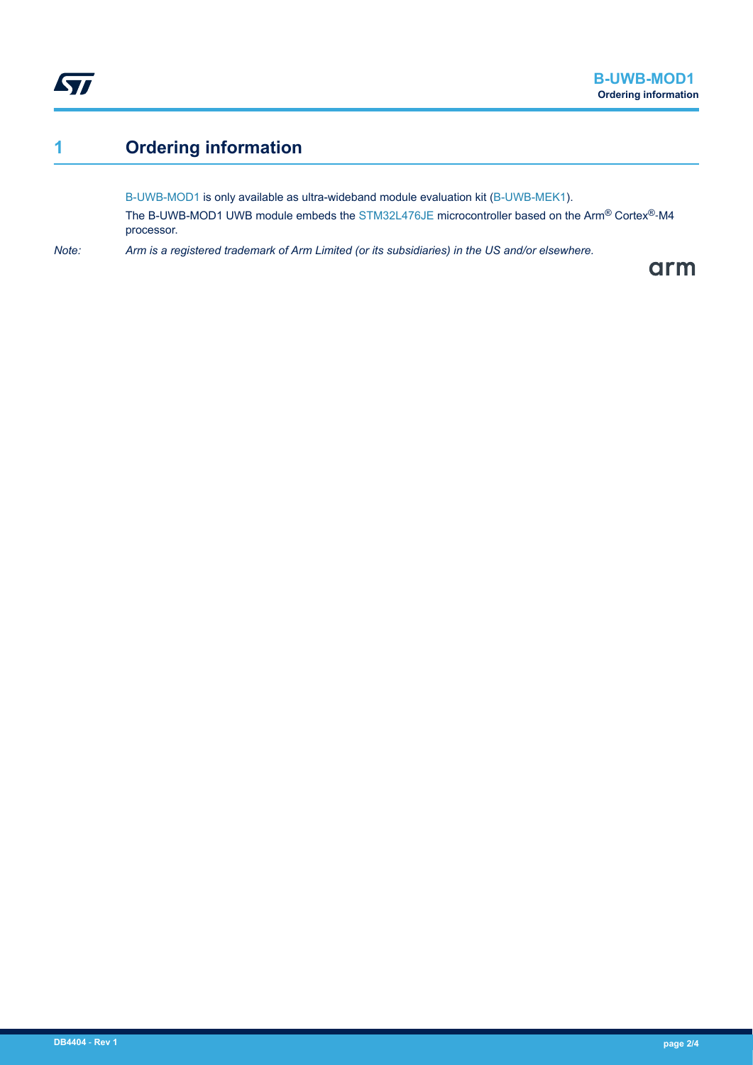# 1 Ordering information

B-UWB-MOD1 is only available as ultra-wideband module evaluation kit (B-UWB-MEK1).

The B-UWB-MOD1 UWB module embeds the STM32L476JE microcontroller based on the Arm® Cortex®-M4 processor.

*Note: Arm is a registered trademark of Arm Limited (or its subsidiaries) in the US and/or elsewhere.*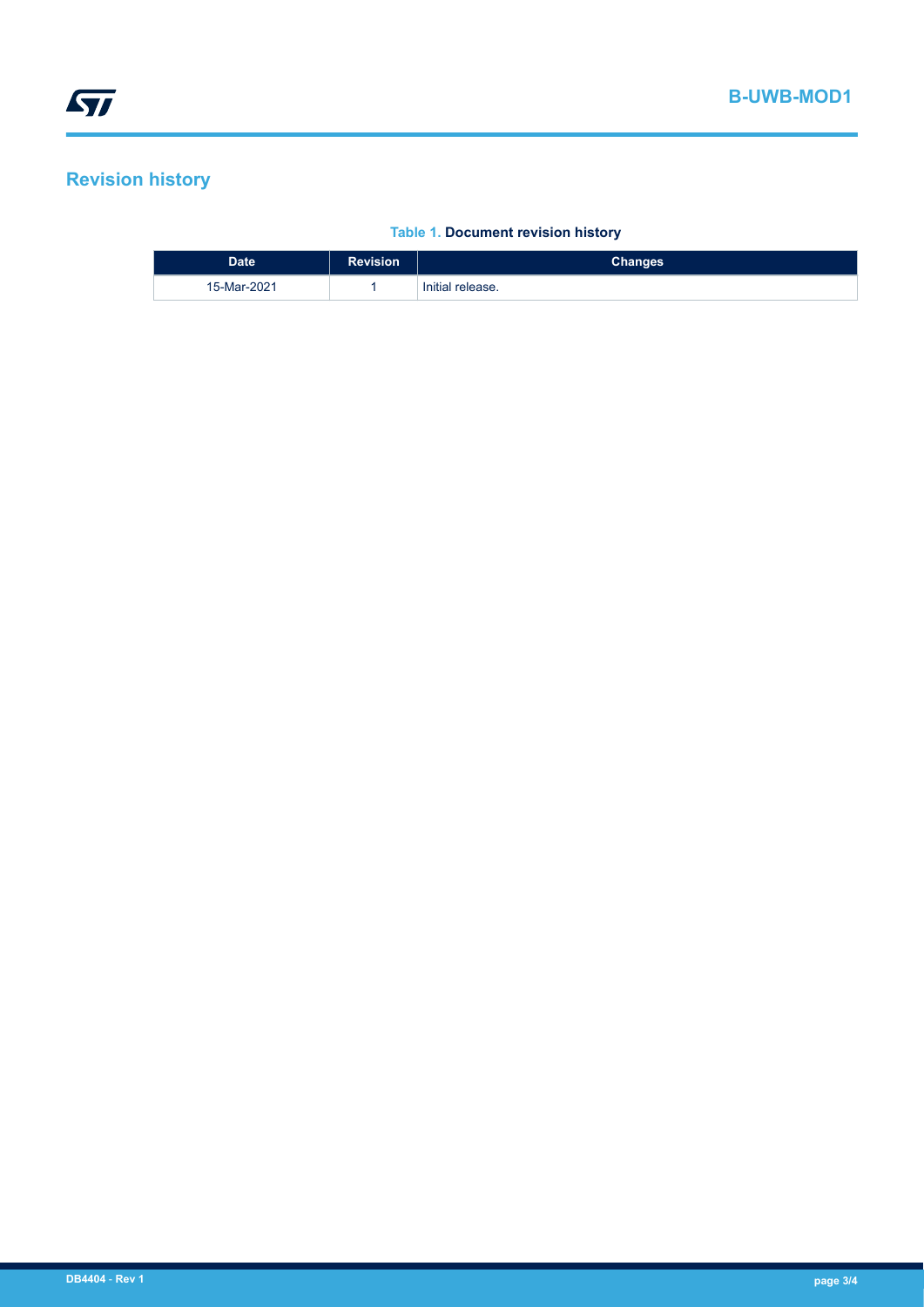## Revision history

**Table 1. Document revision history**

| Date | Revision | Changes |
| --- | --- | --- |
| 15-Mar-2021 | 1 | Initial release. |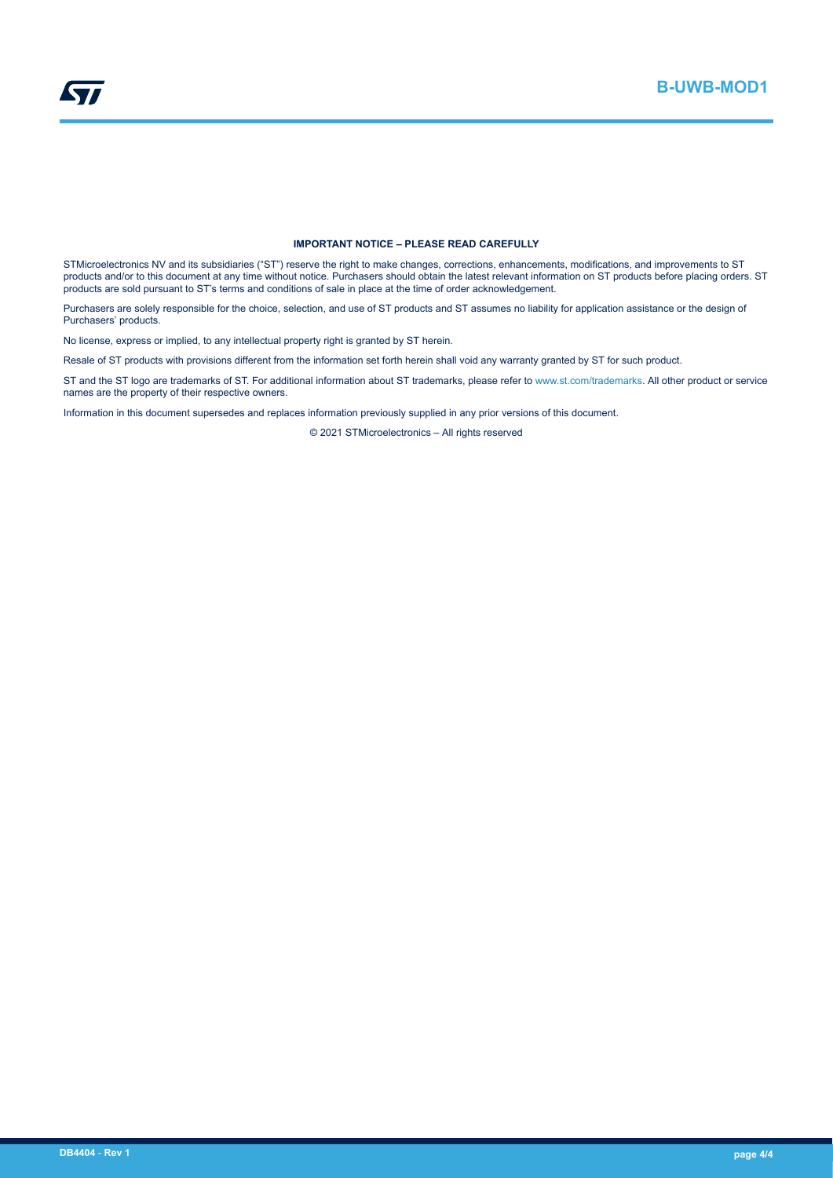**IMPORTANT NOTICE – PLEASE READ CAREFULLY**

STMicroelectronics NV and its subsidiaries ("ST") reserve the right to make changes, corrections, enhancements, modifications, and improvements to ST products and/or to this document at any time without notice. Purchasers should obtain the latest relevant information on ST products before placing orders. ST products are sold pursuant to ST's terms and conditions of sale in place at the time of order acknowledgement.

Purchasers are solely responsible for the choice, selection, and use of ST products and ST assumes no liability for application assistance or the design of Purchasers' products.

No license, express or implied, to any intellectual property right is granted by ST herein.

Resale of ST products with provisions different from the information set forth herein shall void any warranty granted by ST for such product.

ST and the ST logo are trademarks of ST. For additional information about ST trademarks, please refer to www.st.com/trademarks. All other product or service names are the property of their respective owners.

Information in this document supersedes and replaces information previously supplied in any prior versions of this document.

© 2021 STMicroelectronics – All rights reserved